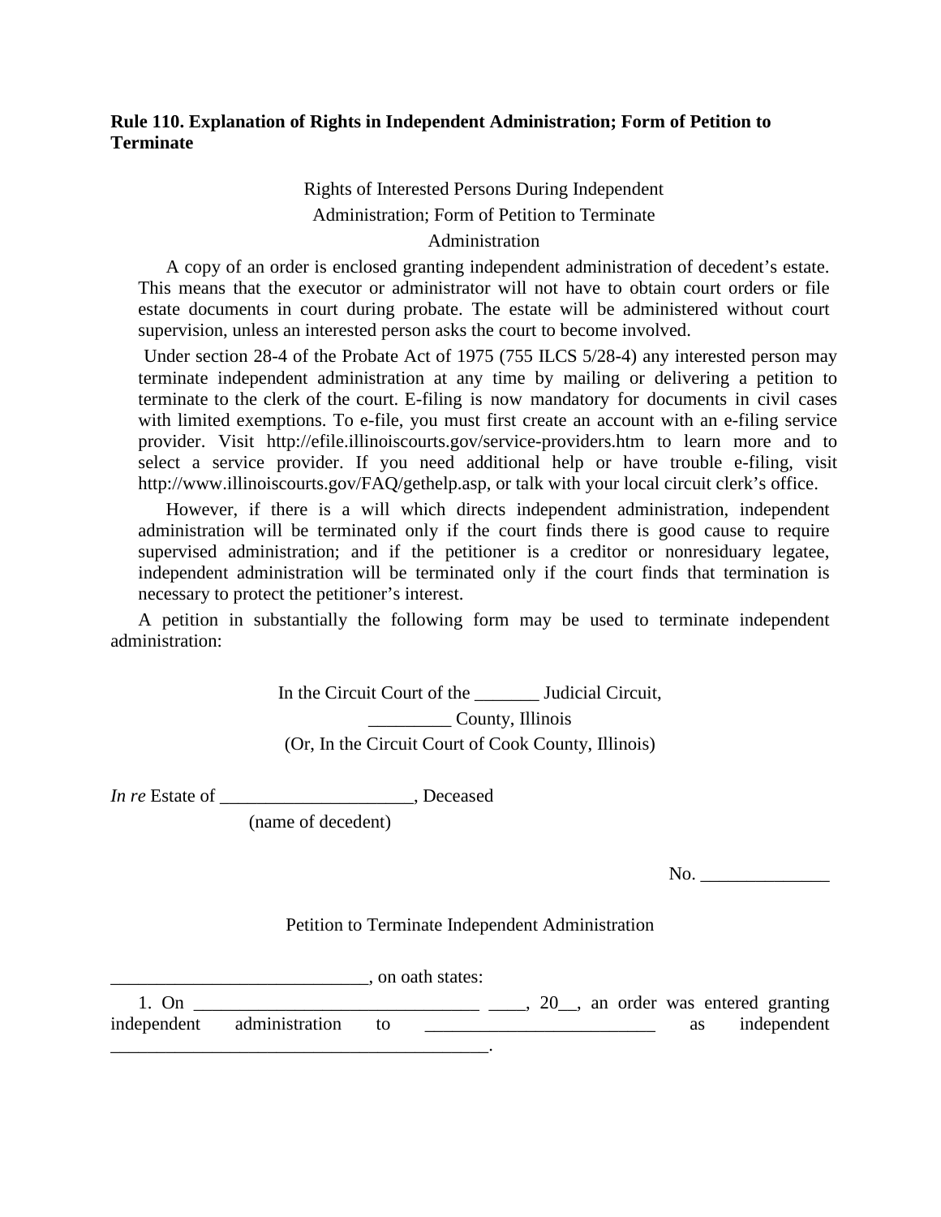**Rule 110. Explanation of Rights in Independent Administration; Form of Petition to Terminate**

Rights of Interested Persons During Independent Administration; Form of Petition to Terminate Administration

A copy of an order is enclosed granting independent administration of decedent's estate. This means that the executor or administrator will not have to obtain court orders or file estate documents in court during probate. The estate will be administered without court supervision, unless an interested person asks the court to become involved.

Under section 28-4 of the Probate Act of 1975 (755 ILCS 5/28-4) any interested person may terminate independent administration at any time by mailing or delivering a petition to terminate to the clerk of the court. E-filing is now mandatory for documents in civil cases with limited exemptions. To e-file, you must first create an account with an e-filing service provider. Visit http://efile.illinoiscourts.gov/service-providers.htm to learn more and to select a service provider. If you need additional help or have trouble e-filing, visit http://www.illinoiscourts.gov/FAQ/gethelp.asp, or talk with your local circuit clerk's office.

However, if there is a will which directs independent administration, independent administration will be terminated only if the court finds there is good cause to require supervised administration; and if the petitioner is a creditor or nonresiduary legatee, independent administration will be terminated only if the court finds that termination is necessary to protect the petitioner's interest.

A petition in substantially the following form may be used to terminate independent administration:

In the Circuit Court of the _______ Judicial Circuit,
_________ County, Illinois
(Or, In the Circuit Court of Cook County, Illinois)

*In re* Estate of _____________________, Deceased
(name of decedent)

No. ______________

Petition to Terminate Independent Administration

____________________________, on oath states:

1. On ______________________________ ____, 20__, an order was entered granting independent administration to ________________________ as independent __________________________________________.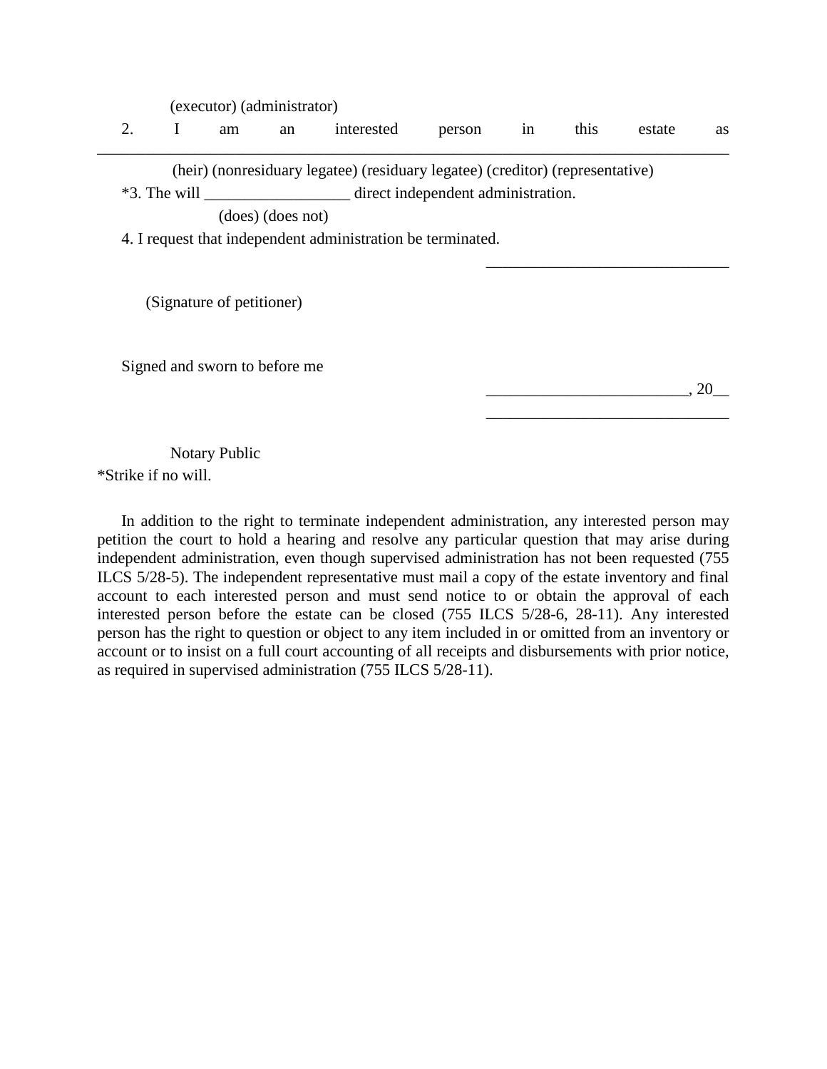(executor) (administrator)

2. I am an interested person in this estate as ______________________________________________________________________________

(heir) (nonresiduary legatee) (residuary legatee) (creditor) (representative)

*3. The will __________________ direct independent administration.

(does) (does not)

4. I request that independent administration be terminated.

______________________________

(Signature of petitioner)

Signed and sworn to before me

_________________________, 20__

______________________________

Notary Public

*Strike if no will.

In addition to the right to terminate independent administration, any interested person may petition the court to hold a hearing and resolve any particular question that may arise during independent administration, even though supervised administration has not been requested (755 ILCS 5/28-5). The independent representative must mail a copy of the estate inventory and final account to each interested person and must send notice to or obtain the approval of each interested person before the estate can be closed (755 ILCS 5/28-6, 28-11). Any interested person has the right to question or object to any item included in or omitted from an inventory or account or to insist on a full court accounting of all receipts and disbursements with prior notice, as required in supervised administration (755 ILCS 5/28-11).